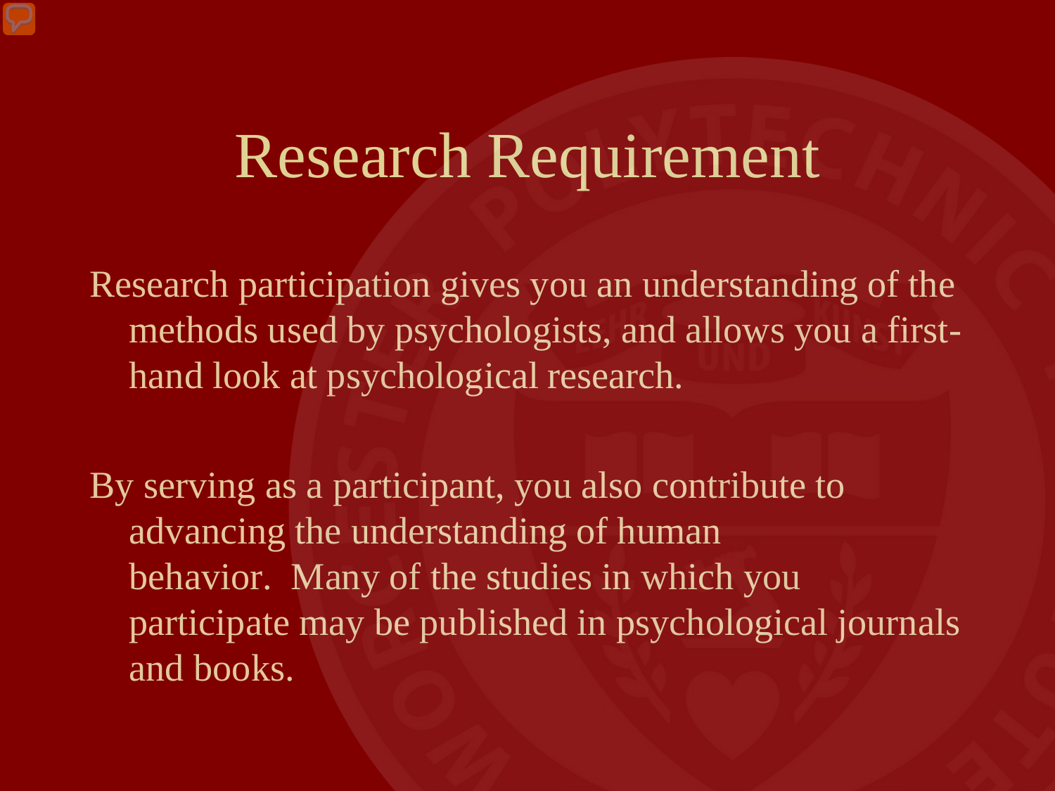# Research Requirement

Research participation gives you an understanding of the methods used by psychologists, and allows you a first-hand look at psychological research.

By serving as a participant, you also contribute to advancing the understanding of human behavior. Many of the studies in which you participate may be published in psychological journals and books.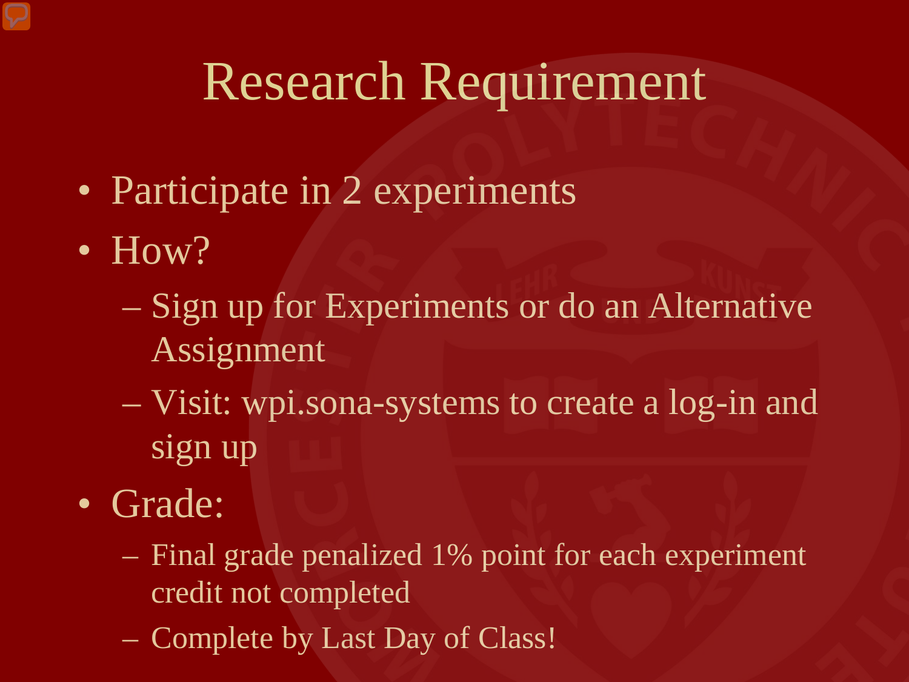# Research Requirement

- Participate in 2 experiments
- How?
  - Sign up for Experiments or do an Alternative Assignment
  - Visit: wpi.sona-systems to create a log-in and sign up
- Grade:
  - Final grade penalized 1% point for each experiment credit not completed
  - Complete by Last Day of Class!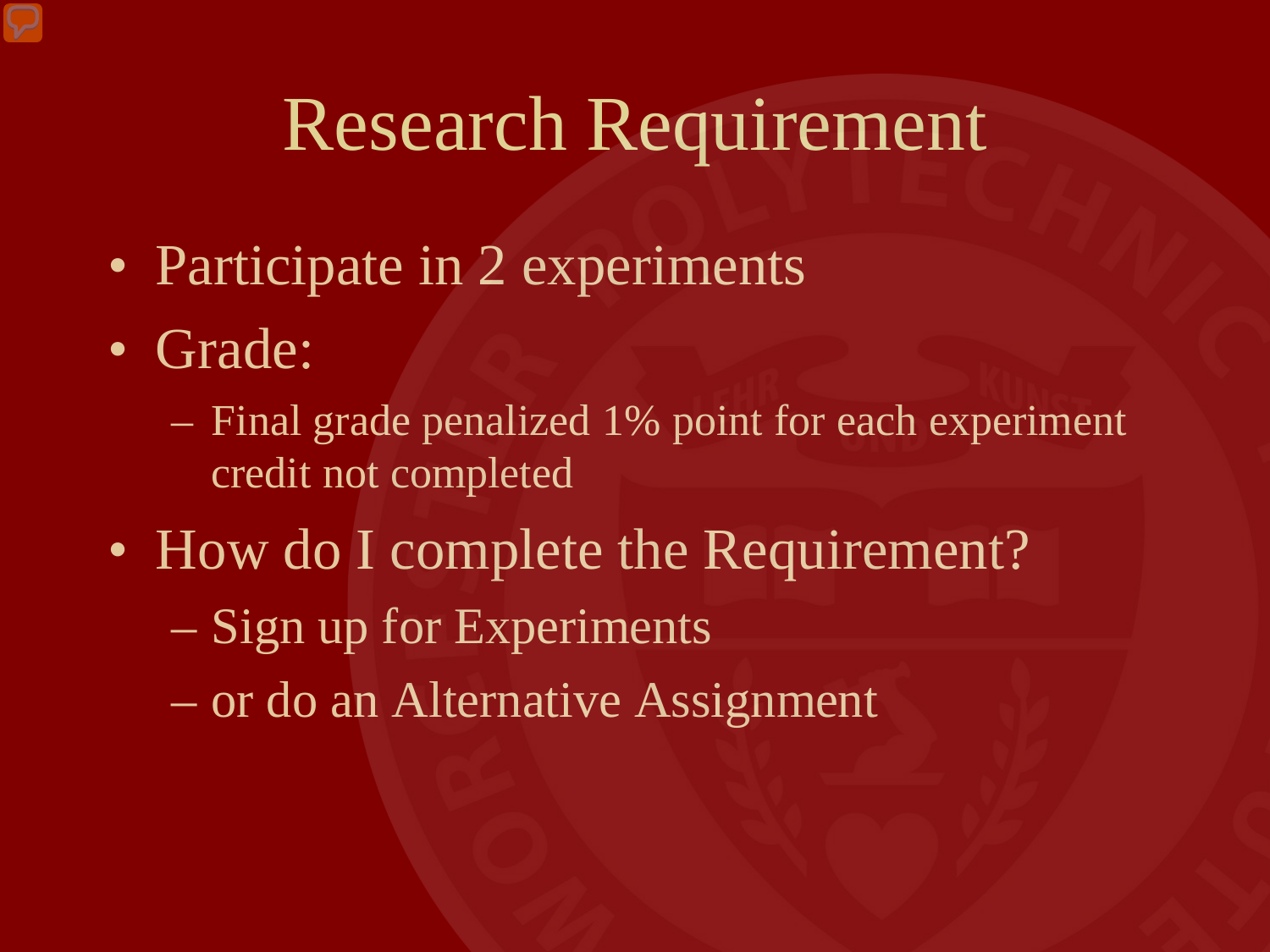# Research Requirement

- Participate in 2 experiments
- Grade:
  - Final grade penalized 1% point for each experiment credit not completed
- How do I complete the Requirement?
  - Sign up for Experiments
  - or do an Alternative Assignment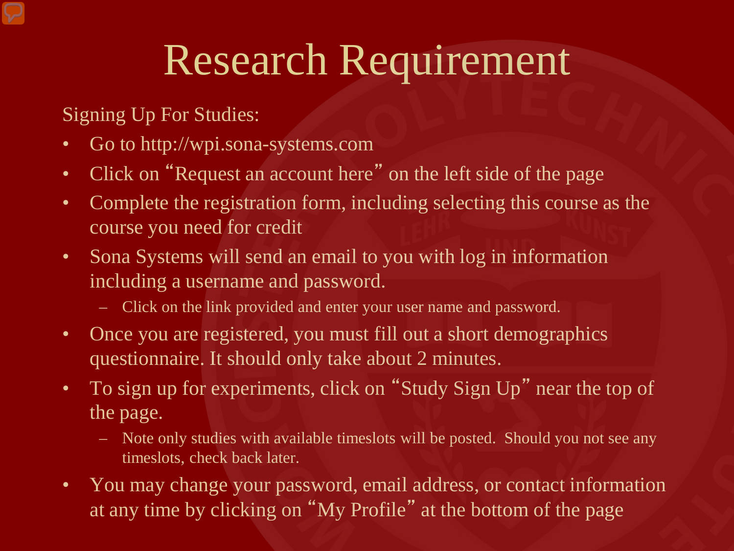# Research Requirement

Signing Up For Studies:

- Go to http://wpi.sona-systems.com
- Click on "Request an account here" on the left side of the page
- Complete the registration form, including selecting this course as the course you need for credit
- Sona Systems will send an email to you with log in information including a username and password.
  - Click on the link provided and enter your user name and password.
- Once you are registered, you must fill out a short demographics questionnaire. It should only take about 2 minutes.
- To sign up for experiments, click on "Study Sign Up" near the top of the page.
  - Note only studies with available timeslots will be posted. Should you not see any timeslots, check back later.
- You may change your password, email address, or contact information at any time by clicking on "My Profile" at the bottom of the page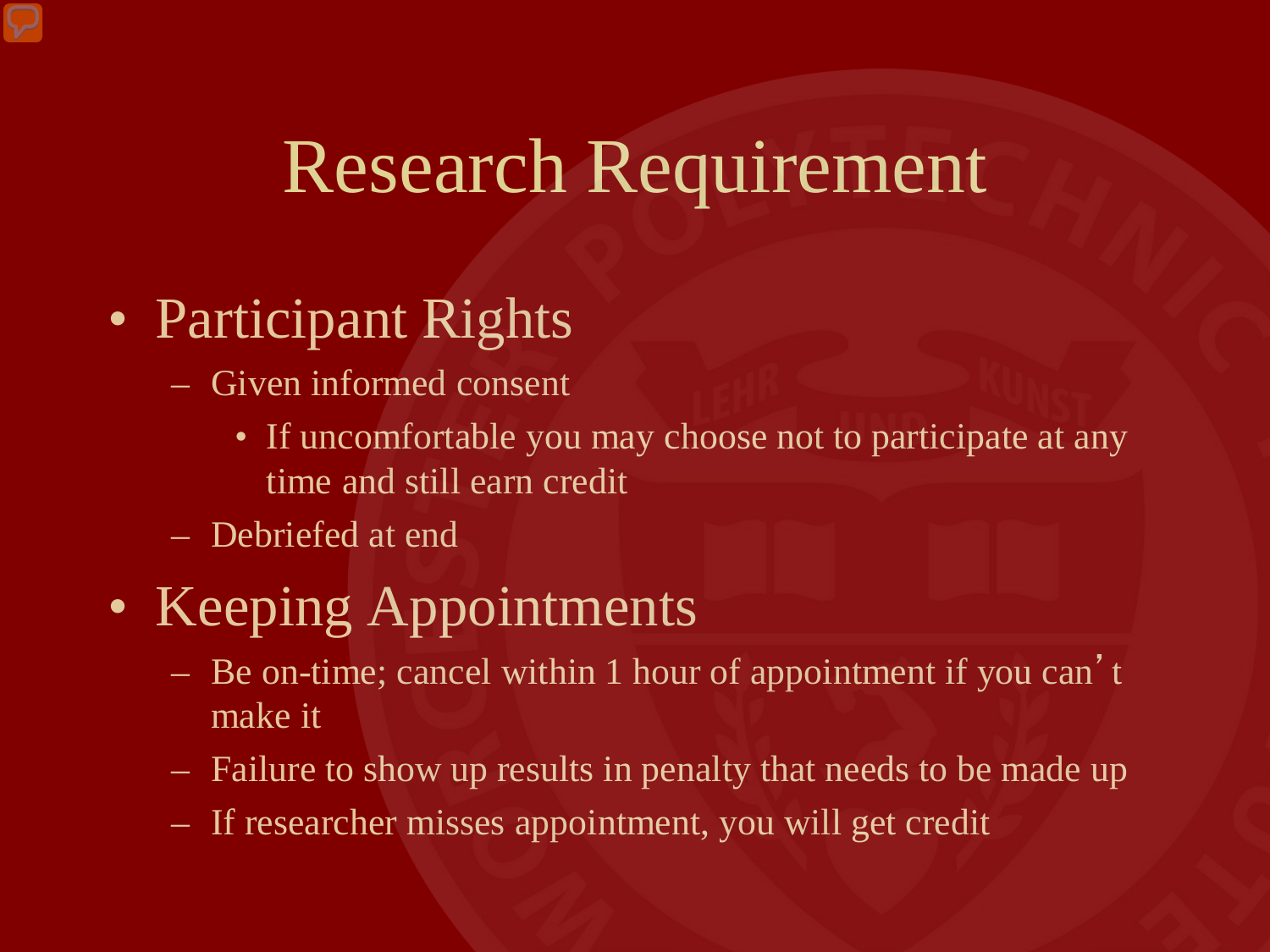# Research Requirement

- Participant Rights
  - Given informed consent
    - If uncomfortable you may choose not to participate at any time and still earn credit
  - Debriefed at end
- Keeping Appointments
  - Be on-time; cancel within 1 hour of appointment if you can't make it
  - Failure to show up results in penalty that needs to be made up
  - If researcher misses appointment, you will get credit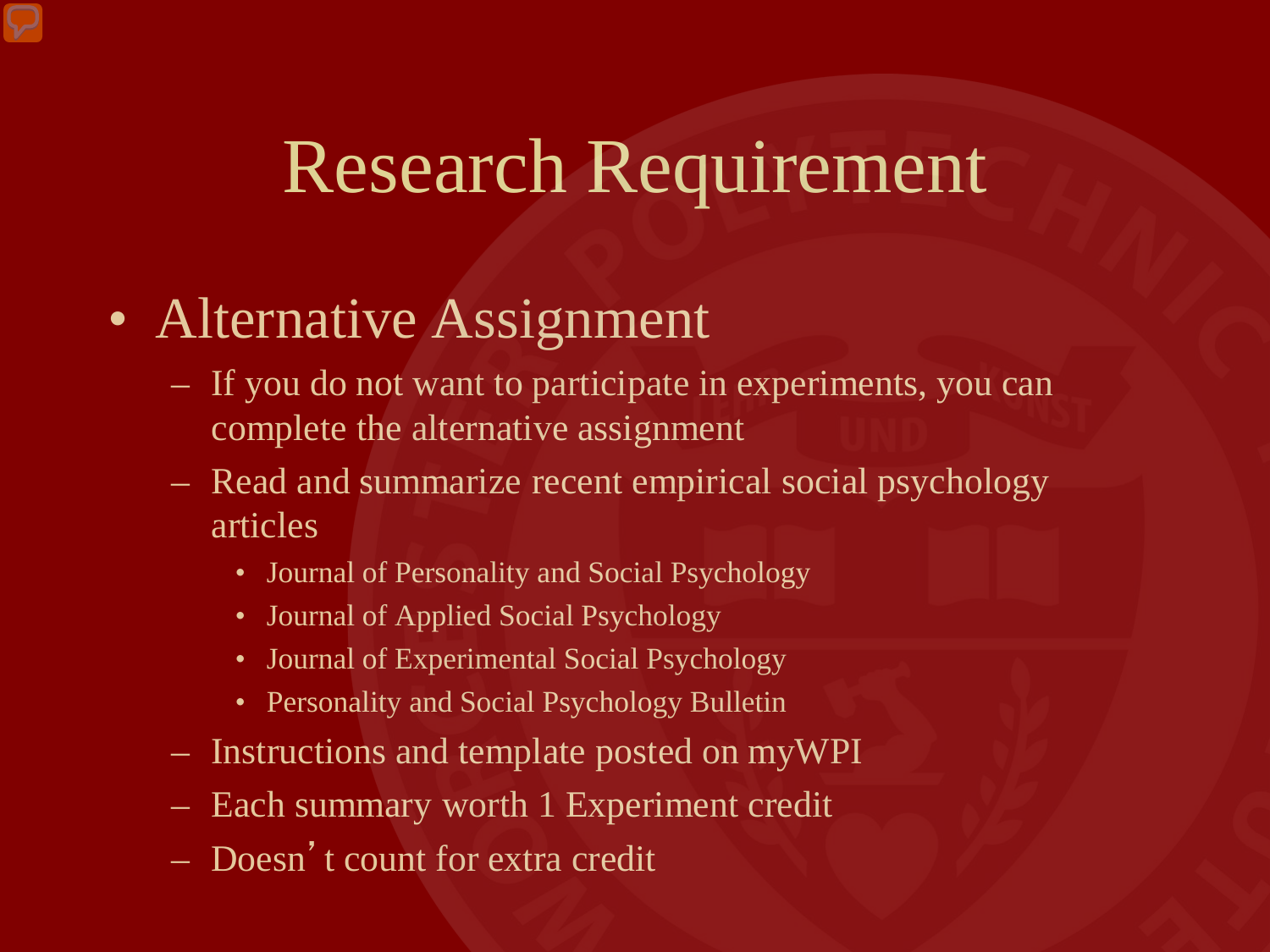# Research Requirement

- Alternative Assignment
  - If you do not want to participate in experiments, you can complete the alternative assignment
  - Read and summarize recent empirical social psychology articles
    - Journal of Personality and Social Psychology
    - Journal of Applied Social Psychology
    - Journal of Experimental Social Psychology
    - Personality and Social Psychology Bulletin
  - Instructions and template posted on myWPI
  - Each summary worth 1 Experiment credit
  - Doesn't count for extra credit